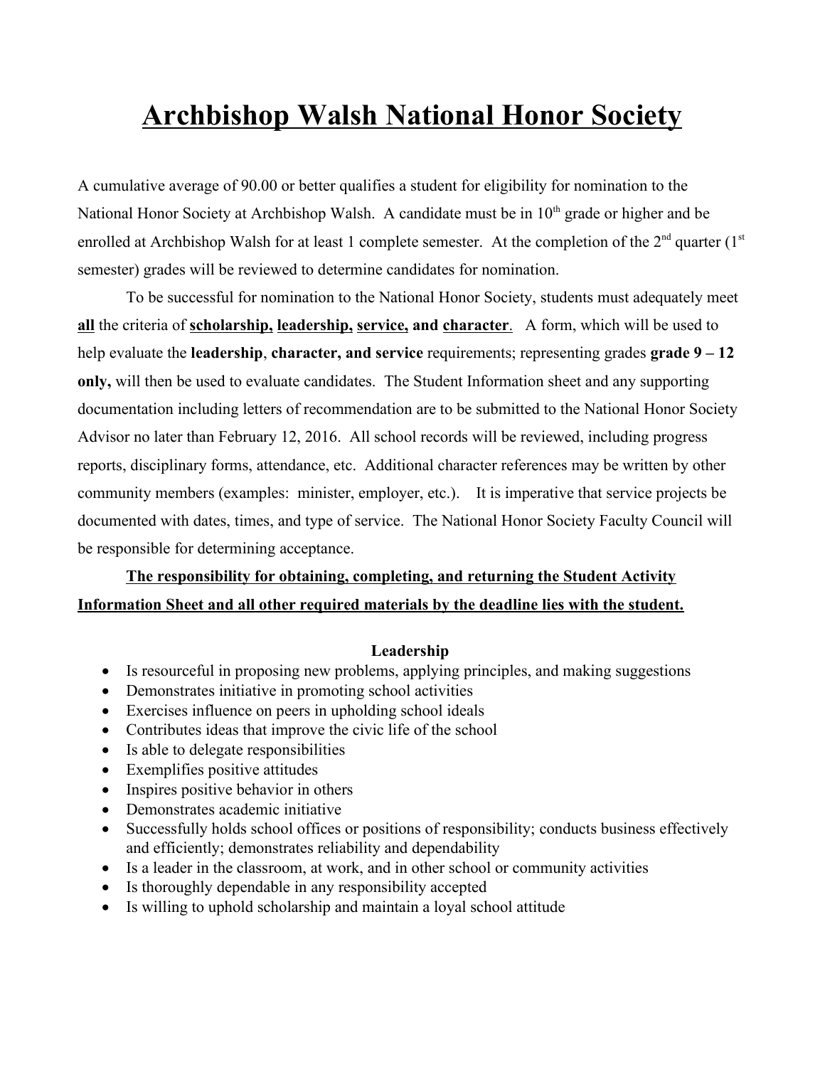# Archbishop Walsh National Honor Society

A cumulative average of 90.00 or better qualifies a student for eligibility for nomination to the National Honor Society at Archbishop Walsh. A candidate must be in 10th grade or higher and be enrolled at Archbishop Walsh for at least 1 complete semester. At the completion of the 2nd quarter (1st semester) grades will be reviewed to determine candidates for nomination.

To be successful for nomination to the National Honor Society, students must adequately meet **all** the criteria of **scholarship, leadership, service, and character**. A form, which will be used to help evaluate the **leadership**, **character, and service** requirements; representing grades **grade 9 – 12 only,** will then be used to evaluate candidates. The Student Information sheet and any supporting documentation including letters of recommendation are to be submitted to the National Honor Society Advisor no later than February 12, 2016. All school records will be reviewed, including progress reports, disciplinary forms, attendance, etc. Additional character references may be written by other community members (examples: minister, employer, etc.). It is imperative that service projects be documented with dates, times, and type of service. The National Honor Society Faculty Council will be responsible for determining acceptance.

**The responsibility for obtaining, completing, and returning the Student Activity Information Sheet and all other required materials by the deadline lies with the student.**

**Leadership**

- Is resourceful in proposing new problems, applying principles, and making suggestions
- Demonstrates initiative in promoting school activities
- Exercises influence on peers in upholding school ideals
- Contributes ideas that improve the civic life of the school
- Is able to delegate responsibilities
- Exemplifies positive attitudes
- Inspires positive behavior in others
- Demonstrates academic initiative
- Successfully holds school offices or positions of responsibility; conducts business effectively and efficiently; demonstrates reliability and dependability
- Is a leader in the classroom, at work, and in other school or community activities
- Is thoroughly dependable in any responsibility accepted
- Is willing to uphold scholarship and maintain a loyal school attitude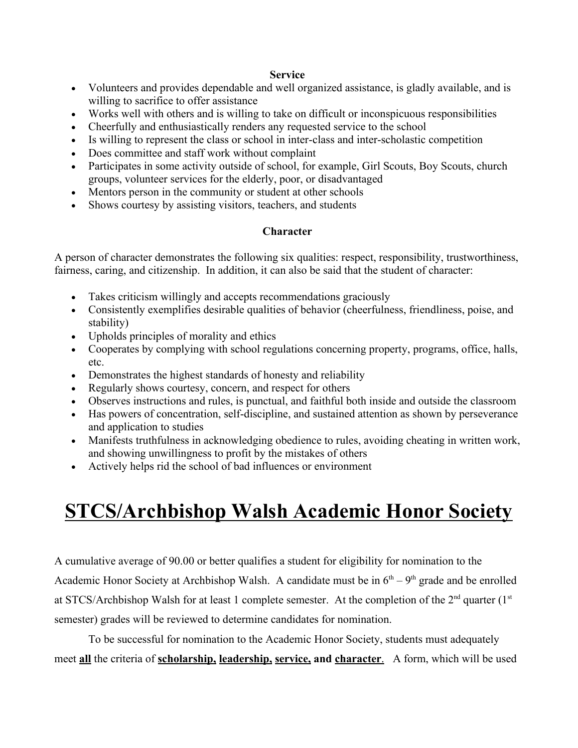### Service

- Volunteers and provides dependable and well organized assistance, is gladly available, and is willing to sacrifice to offer assistance
- Works well with others and is willing to take on difficult or inconspicuous responsibilities
- Cheerfully and enthusiastically renders any requested service to the school
- Is willing to represent the class or school in inter-class and inter-scholastic competition
- Does committee and staff work without complaint
- Participates in some activity outside of school, for example, Girl Scouts, Boy Scouts, church groups, volunteer services for the elderly, poor, or disadvantaged
- Mentors person in the community or student at other schools
- Shows courtesy by assisting visitors, teachers, and students

### Character

A person of character demonstrates the following six qualities: respect, responsibility, trustworthiness, fairness, caring, and citizenship. In addition, it can also be said that the student of character:

- Takes criticism willingly and accepts recommendations graciously
- Consistently exemplifies desirable qualities of behavior (cheerfulness, friendliness, poise, and stability)
- Upholds principles of morality and ethics
- Cooperates by complying with school regulations concerning property, programs, office, halls, etc.
- Demonstrates the highest standards of honesty and reliability
- Regularly shows courtesy, concern, and respect for others
- Observes instructions and rules, is punctual, and faithful both inside and outside the classroom
- Has powers of concentration, self-discipline, and sustained attention as shown by perseverance and application to studies
- Manifests truthfulness in acknowledging obedience to rules, avoiding cheating in written work, and showing unwillingness to profit by the mistakes of others
- Actively helps rid the school of bad influences or environment

# STCS/Archbishop Walsh Academic Honor Society

A cumulative average of 90.00 or better qualifies a student for eligibility for nomination to the Academic Honor Society at Archbishop Walsh. A candidate must be in 6th – 9th grade and be enrolled at STCS/Archbishop Walsh for at least 1 complete semester. At the completion of the 2nd quarter (1st semester) grades will be reviewed to determine candidates for nomination.

To be successful for nomination to the Academic Honor Society, students must adequately meet **all** the criteria of **scholarship, leadership, service, and character**. A form, which will be used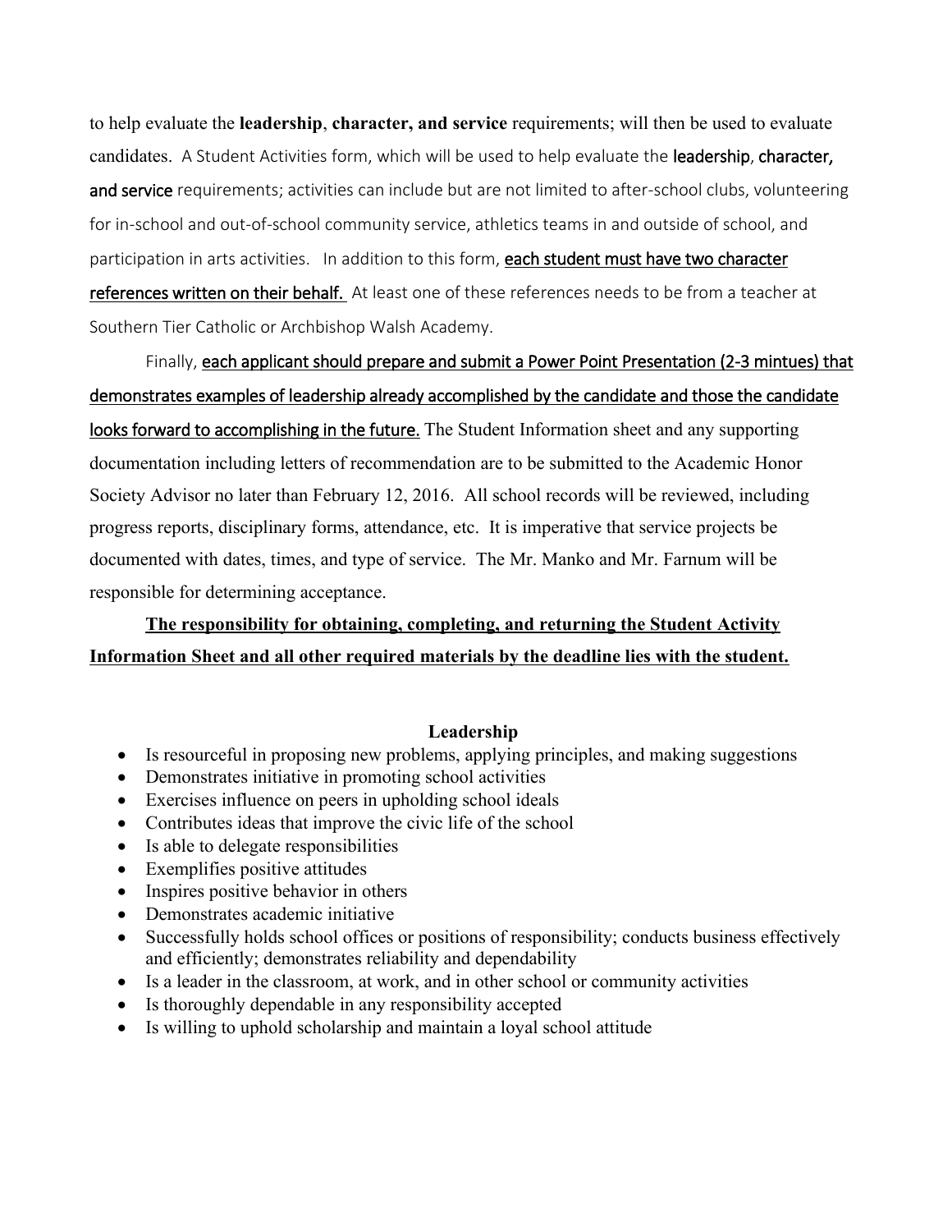to help evaluate the **leadership**, **character, and service** requirements; will then be used to evaluate candidates. A Student Activities form, which will be used to help evaluate the **leadership**, **character, and service** requirements; activities can include but are not limited to after-school clubs, volunteering for in-school and out-of-school community service, athletics teams in and outside of school, and participation in arts activities. In addition to this form, **each student must have two character references written on their behalf.** At least one of these references needs to be from a teacher at Southern Tier Catholic or Archbishop Walsh Academy.

Finally, **each applicant should prepare and submit a Power Point Presentation (2-3 mintues) that demonstrates examples of leadership already accomplished by the candidate and those the candidate looks forward to accomplishing in the future.** The Student Information sheet and any supporting documentation including letters of recommendation are to be submitted to the Academic Honor Society Advisor no later than February 12, 2016. All school records will be reviewed, including progress reports, disciplinary forms, attendance, etc. It is imperative that service projects be documented with dates, times, and type of service. The Mr. Manko and Mr. Farnum will be responsible for determining acceptance.

**The responsibility for obtaining, completing, and returning the Student Activity Information Sheet and all other required materials by the deadline lies with the student.**

### Leadership

- Is resourceful in proposing new problems, applying principles, and making suggestions
- Demonstrates initiative in promoting school activities
- Exercises influence on peers in upholding school ideals
- Contributes ideas that improve the civic life of the school
- Is able to delegate responsibilities
- Exemplifies positive attitudes
- Inspires positive behavior in others
- Demonstrates academic initiative
- Successfully holds school offices or positions of responsibility; conducts business effectively and efficiently; demonstrates reliability and dependability
- Is a leader in the classroom, at work, and in other school or community activities
- Is thoroughly dependable in any responsibility accepted
- Is willing to uphold scholarship and maintain a loyal school attitude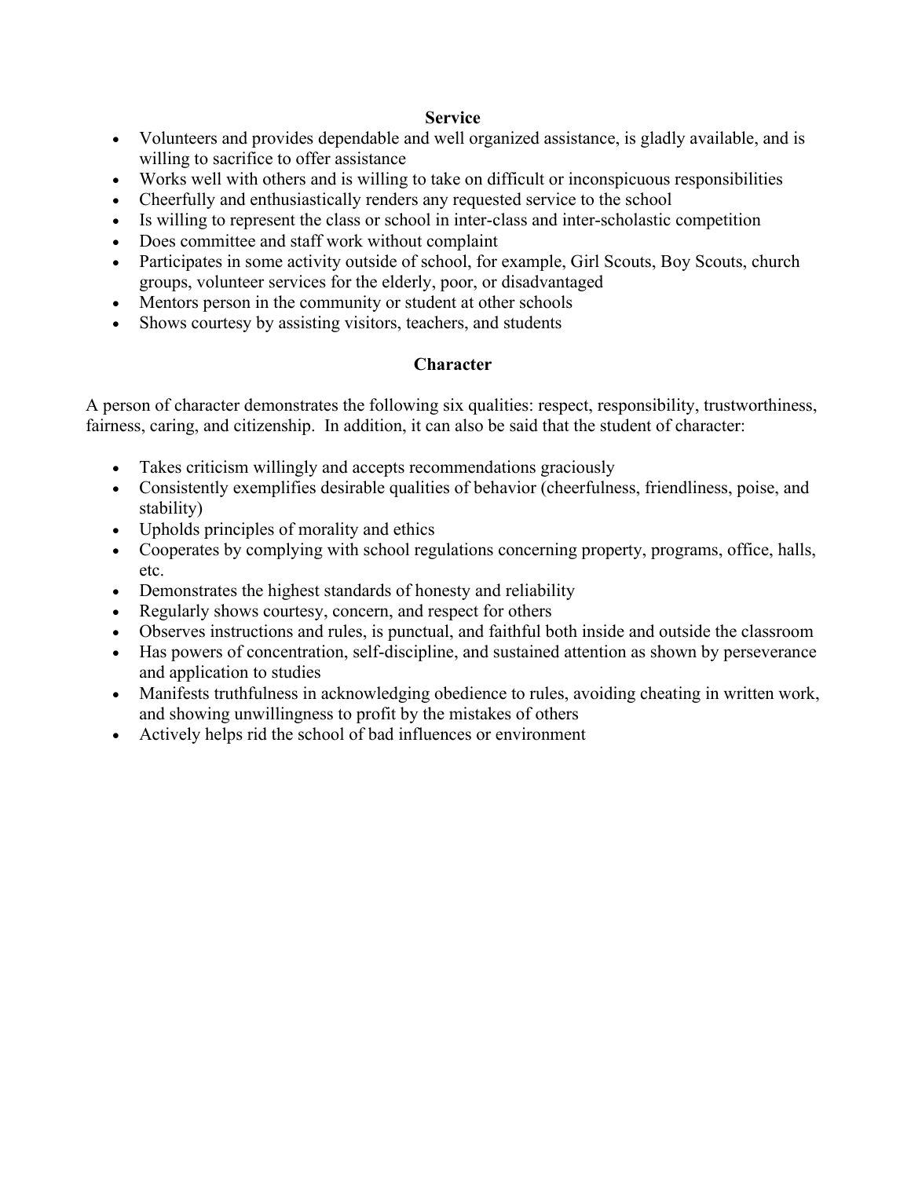## Service

- Volunteers and provides dependable and well organized assistance, is gladly available, and is willing to sacrifice to offer assistance
- Works well with others and is willing to take on difficult or inconspicuous responsibilities
- Cheerfully and enthusiastically renders any requested service to the school
- Is willing to represent the class or school in inter-class and inter-scholastic competition
- Does committee and staff work without complaint
- Participates in some activity outside of school, for example, Girl Scouts, Boy Scouts, church groups, volunteer services for the elderly, poor, or disadvantaged
- Mentors person in the community or student at other schools
- Shows courtesy by assisting visitors, teachers, and students

## Character

A person of character demonstrates the following six qualities: respect, responsibility, trustworthiness, fairness, caring, and citizenship. In addition, it can also be said that the student of character:

- Takes criticism willingly and accepts recommendations graciously
- Consistently exemplifies desirable qualities of behavior (cheerfulness, friendliness, poise, and stability)
- Upholds principles of morality and ethics
- Cooperates by complying with school regulations concerning property, programs, office, halls, etc.
- Demonstrates the highest standards of honesty and reliability
- Regularly shows courtesy, concern, and respect for others
- Observes instructions and rules, is punctual, and faithful both inside and outside the classroom
- Has powers of concentration, self-discipline, and sustained attention as shown by perseverance and application to studies
- Manifests truthfulness in acknowledging obedience to rules, avoiding cheating in written work, and showing unwillingness to profit by the mistakes of others
- Actively helps rid the school of bad influences or environment